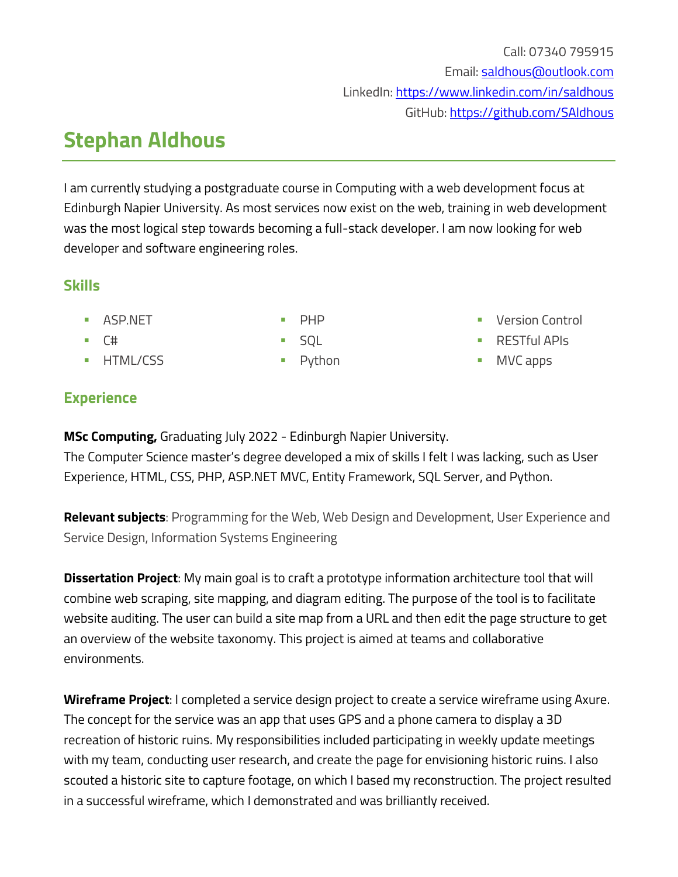Call: 07340 795915

Email: saldhous@outlook.com

LinkedIn: https://www.linkedin.com/in/saldhous

GitHub: https://github.com/SAldhous

# Stephan Aldhous

I am currently studying a postgraduate course in Computing with a web development focus at Edinburgh Napier University. As most services now exist on the web, training in web development was the most logical step towards becoming a full-stack developer. I am now looking for web developer and software engineering roles.

## Skills

- ASP.NET
- C#
- HTML/CSS
- PHP
- SQL
- Python
- Version Control
- RESTful APIs
- MVC apps

## Experience

**MSc Computing,** Graduating July 2022 - Edinburgh Napier University.
The Computer Science master's degree developed a mix of skills I felt I was lacking, such as User Experience, HTML, CSS, PHP, ASP.NET MVC, Entity Framework, SQL Server, and Python.

**Relevant subjects**: Programming for the Web, Web Design and Development, User Experience and Service Design, Information Systems Engineering

**Dissertation Project**: My main goal is to craft a prototype information architecture tool that will combine web scraping, site mapping, and diagram editing. The purpose of the tool is to facilitate website auditing. The user can build a site map from a URL and then edit the page structure to get an overview of the website taxonomy. This project is aimed at teams and collaborative environments.

**Wireframe Project**: I completed a service design project to create a service wireframe using Axure. The concept for the service was an app that uses GPS and a phone camera to display a 3D recreation of historic ruins. My responsibilities included participating in weekly update meetings with my team, conducting user research, and create the page for envisioning historic ruins. I also scouted a historic site to capture footage, on which I based my reconstruction. The project resulted in a successful wireframe, which I demonstrated and was brilliantly received.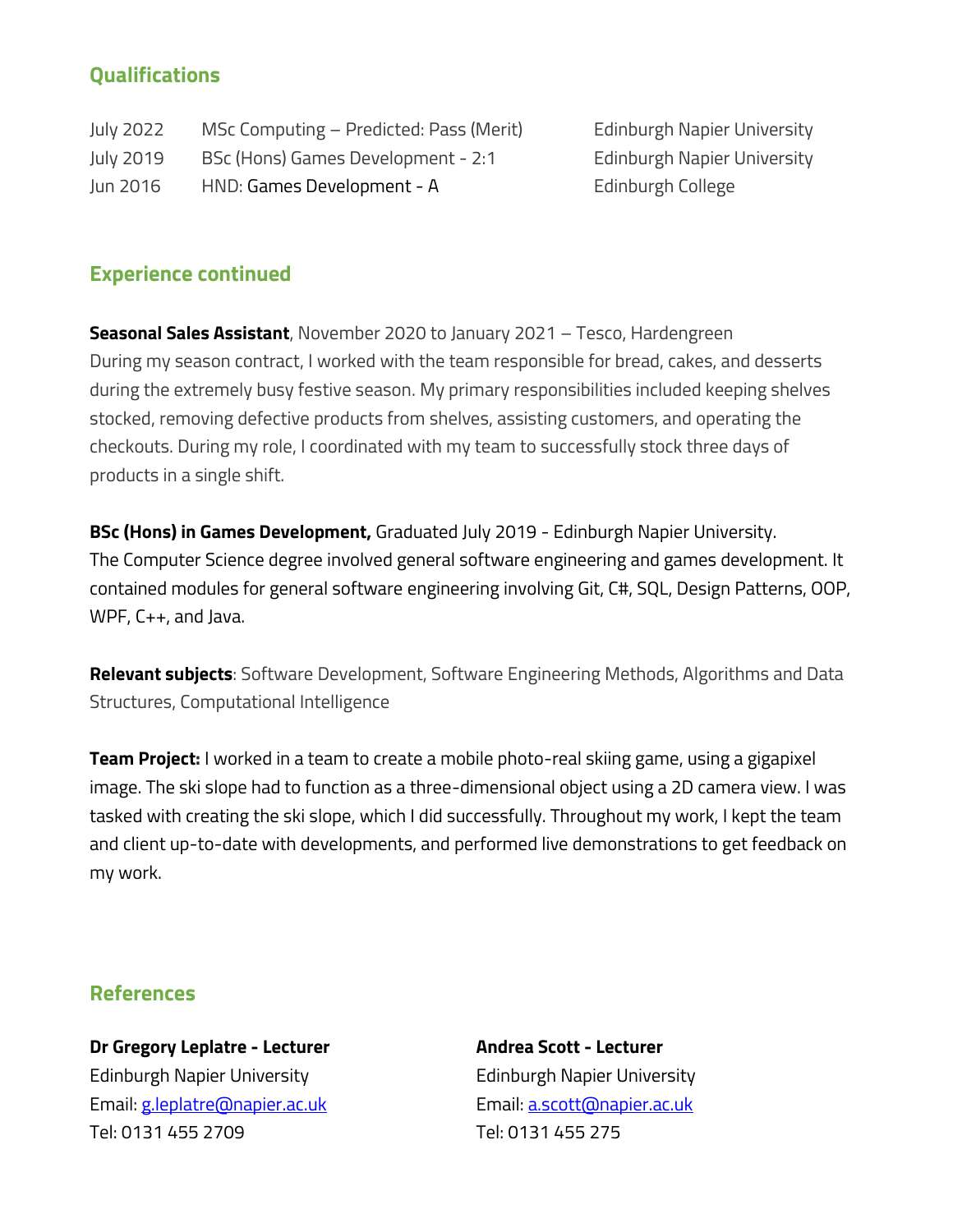## Qualifications

| | | |
|---|---|---|
| July 2022 | MSc Computing – Predicted: Pass (Merit) | Edinburgh Napier University |
| July 2019 | BSc (Hons) Games Development - 2:1 | Edinburgh Napier University |
| Jun 2016 | HND: Games Development - A | Edinburgh College |

## Experience continued

**Seasonal Sales Assistant**, November 2020 to January 2021 – Tesco, Hardengreen
During my season contract, I worked with the team responsible for bread, cakes, and desserts during the extremely busy festive season. My primary responsibilities included keeping shelves stocked, removing defective products from shelves, assisting customers, and operating the checkouts. During my role, I coordinated with my team to successfully stock three days of products in a single shift.

**BSc (Hons) in Games Development,** Graduated July 2019 - Edinburgh Napier University.
The Computer Science degree involved general software engineering and games development. It contained modules for general software engineering involving Git, C#, SQL, Design Patterns, OOP, WPF, C++, and Java.

**Relevant subjects**: Software Development, Software Engineering Methods, Algorithms and Data Structures, Computational Intelligence

**Team Project:** I worked in a team to create a mobile photo-real skiing game, using a gigapixel image. The ski slope had to function as a three-dimensional object using a 2D camera view. I was tasked with creating the ski slope, which I did successfully. Throughout my work, I kept the team and client up-to-date with developments, and performed live demonstrations to get feedback on my work.

## References

**Dr Gregory Leplatre - Lecturer**
Edinburgh Napier University
Email: g.leplatre@napier.ac.uk
Tel: 0131 455 2709

**Andrea Scott - Lecturer**
Edinburgh Napier University
Email: a.scott@napier.ac.uk
Tel: 0131 455 275